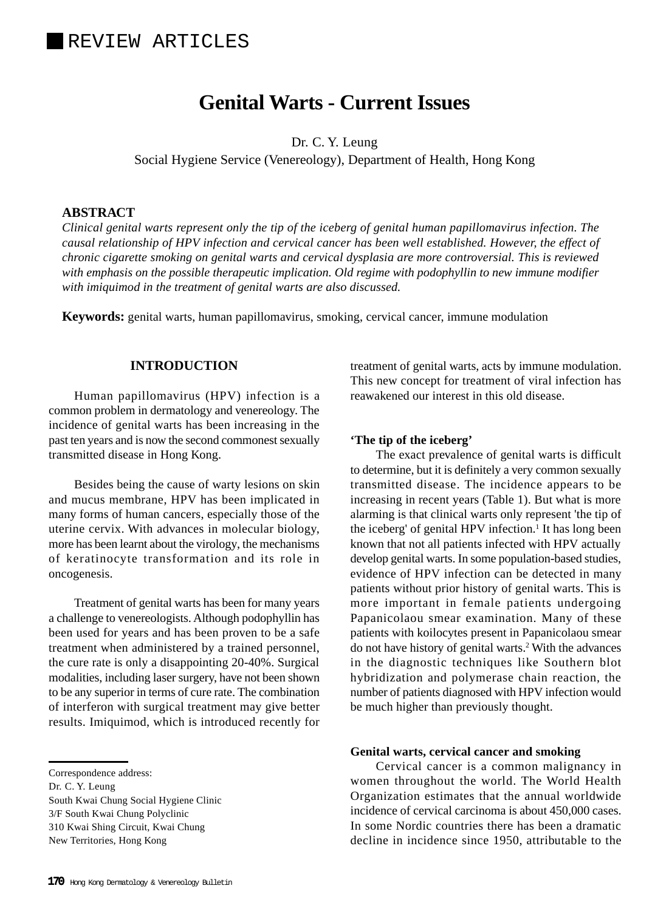REVIEW ARTICLES

# Genital Warts - Current Issues

Dr. C. Y. Leung
Social Hygiene Service (Venereology), Department of Health, Hong Kong

**ABSTRACT**

*Clinical genital warts represent only the tip of the iceberg of genital human papillomavirus infection. The causal relationship of HPV infection and cervical cancer has been well established. However, the effect of chronic cigarette smoking on genital warts and cervical dysplasia are more controversial. This is reviewed with emphasis on the possible therapeutic implication. Old regime with podophyllin to new immune modifier with imiquimod in the treatment of genital warts are also discussed.*

**Keywords:** genital warts, human papillomavirus, smoking, cervical cancer, immune modulation

## INTRODUCTION

Human papillomavirus (HPV) infection is a common problem in dermatology and venereology. The incidence of genital warts has been increasing in the past ten years and is now the second commonest sexually transmitted disease in Hong Kong.

Besides being the cause of warty lesions on skin and mucus membrane, HPV has been implicated in many forms of human cancers, especially those of the uterine cervix. With advances in molecular biology, more has been learnt about the virology, the mechanisms of keratinocyte transformation and its role in oncogenesis.

Treatment of genital warts has been for many years a challenge to venereologists. Although podophyllin has been used for years and has been proven to be a safe treatment when administered by a trained personnel, the cure rate is only a disappointing 20-40%. Surgical modalities, including laser surgery, have not been shown to be any superior in terms of cure rate. The combination of interferon with surgical treatment may give better results. Imiquimod, which is introduced recently for treatment of genital warts, acts by immune modulation. This new concept for treatment of viral infection has reawakened our interest in this old disease.

### 'The tip of the iceberg'

The exact prevalence of genital warts is difficult to determine, but it is definitely a very common sexually transmitted disease. The incidence appears to be increasing in recent years (Table 1). But what is more alarming is that clinical warts only represent 'the tip of the iceberg' of genital HPV infection.[1] It has long been known that not all patients infected with HPV actually develop genital warts. In some population-based studies, evidence of HPV infection can be detected in many patients without prior history of genital warts. This is more important in female patients undergoing Papanicolaou smear examination. Many of these patients with koilocytes present in Papanicolaou smear do not have history of genital warts.[2] With the advances in the diagnostic techniques like Southern blot hybridization and polymerase chain reaction, the number of patients diagnosed with HPV infection would be much higher than previously thought.

### Genital warts, cervical cancer and smoking

Cervical cancer is a common malignancy in women throughout the world. The World Health Organization estimates that the annual worldwide incidence of cervical carcinoma is about 450,000 cases. In some Nordic countries there has been a dramatic decline in incidence since 1950, attributable to the

---

Correspondence address:
Dr. C. Y. Leung
South Kwai Chung Social Hygiene Clinic
3/F South Kwai Chung Polyclinic
310 Kwai Shing Circuit, Kwai Chung
New Territories, Hong Kong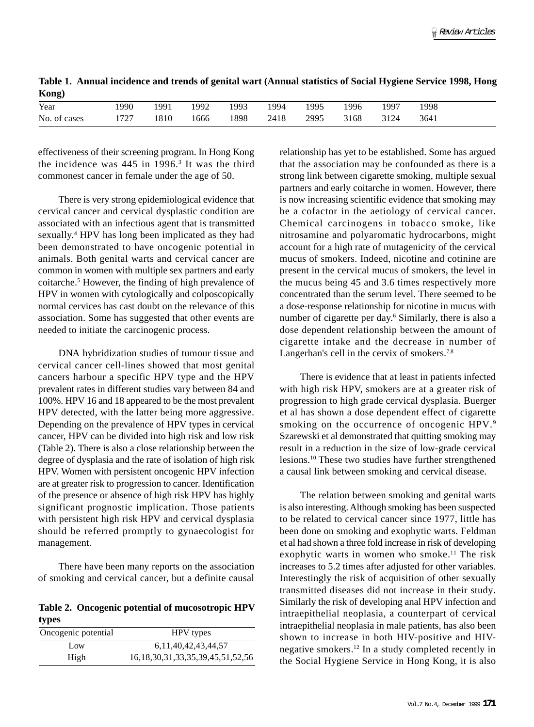**Table 1. Annual incidence and trends of genital wart (Annual statistics of Social Hygiene Service 1998, Hong Kong)**

| Year | 1990 | 1991 | 1992 | 1993 | 1994 | 1995 | 1996 | 1997 | 1998 |
|---|---|---|---|---|---|---|---|---|---|
| No. of cases | 1727 | 1810 | 1666 | 1898 | 2418 | 2995 | 3168 | 3124 | 3641 |

effectiveness of their screening program. In Hong Kong the incidence was 445 in 1996.[3] It was the third commonest cancer in female under the age of 50.

There is very strong epidemiological evidence that cervical cancer and cervical dysplastic condition are associated with an infectious agent that is transmitted sexually.[4] HPV has long been implicated as they had been demonstrated to have oncogenic potential in animals. Both genital warts and cervical cancer are common in women with multiple sex partners and early coitarche.[5] However, the finding of high prevalence of HPV in women with cytologically and colposcopically normal cervices has cast doubt on the relevance of this association. Some has suggested that other events are needed to initiate the carcinogenic process.

DNA hybridization studies of tumour tissue and cervical cancer cell-lines showed that most genital cancers harbour a specific HPV type and the HPV prevalent rates in different studies vary between 84 and 100%. HPV 16 and 18 appeared to be the most prevalent HPV detected, with the latter being more aggressive. Depending on the prevalence of HPV types in cervical cancer, HPV can be divided into high risk and low risk (Table 2). There is also a close relationship between the degree of dysplasia and the rate of isolation of high risk HPV. Women with persistent oncogenic HPV infection are at greater risk to progression to cancer. Identification of the presence or absence of high risk HPV has highly significant prognostic implication. Those patients with persistent high risk HPV and cervical dysplasia should be referred promptly to gynaecologist for management.

There have been many reports on the association of smoking and cervical cancer, but a definite causal relationship has yet to be established. Some has argued that the association may be confounded as there is a strong link between cigarette smoking, multiple sexual partners and early coitarche in women. However, there is now increasing scientific evidence that smoking may be a cofactor in the aetiology of cervical cancer. Chemical carcinogens in tobacco smoke, like nitrosamine and polyaromatic hydrocarbons, might account for a high rate of mutagenicity of the cervical mucus of smokers. Indeed, nicotine and cotinine are present in the cervical mucus of smokers, the level in the mucus being 45 and 3.6 times respectively more concentrated than the serum level. There seemed to be a dose-response relationship for nicotine in mucus with number of cigarette per day.[6] Similarly, there is also a dose dependent relationship between the amount of cigarette intake and the decrease in number of Langerhan's cell in the cervix of smokers.[7,8]

**Table 2. Oncogenic potential of mucosotropic HPV types**

| Oncogenic potential | HPV types |
|---|---|
| Low | 6,11,40,42,43,44,57 |
| High | 16,18,30,31,33,35,39,45,51,52,56 |

There is evidence that at least in patients infected with high risk HPV, smokers are at a greater risk of progression to high grade cervical dysplasia. Buerger et al has shown a dose dependent effect of cigarette smoking on the occurrence of oncogenic HPV.[9] Szarewski et al demonstrated that quitting smoking may result in a reduction in the size of low-grade cervical lesions.[10] These two studies have further strengthened a causal link between smoking and cervical disease.

The relation between smoking and genital warts is also interesting. Although smoking has been suspected to be related to cervical cancer since 1977, little has been done on smoking and exophytic warts. Feldman et al had shown a three fold increase in risk of developing exophytic warts in women who smoke.[11] The risk increases to 5.2 times after adjusted for other variables. Interestingly the risk of acquisition of other sexually transmitted diseases did not increase in their study. Similarly the risk of developing anal HPV infection and intraepithelial neoplasia, a counterpart of cervical intraepithelial neoplasia in male patients, has also been shown to increase in both HIV-positive and HIV-negative smokers.[12] In a study completed recently in the Social Hygiene Service in Hong Kong, it is also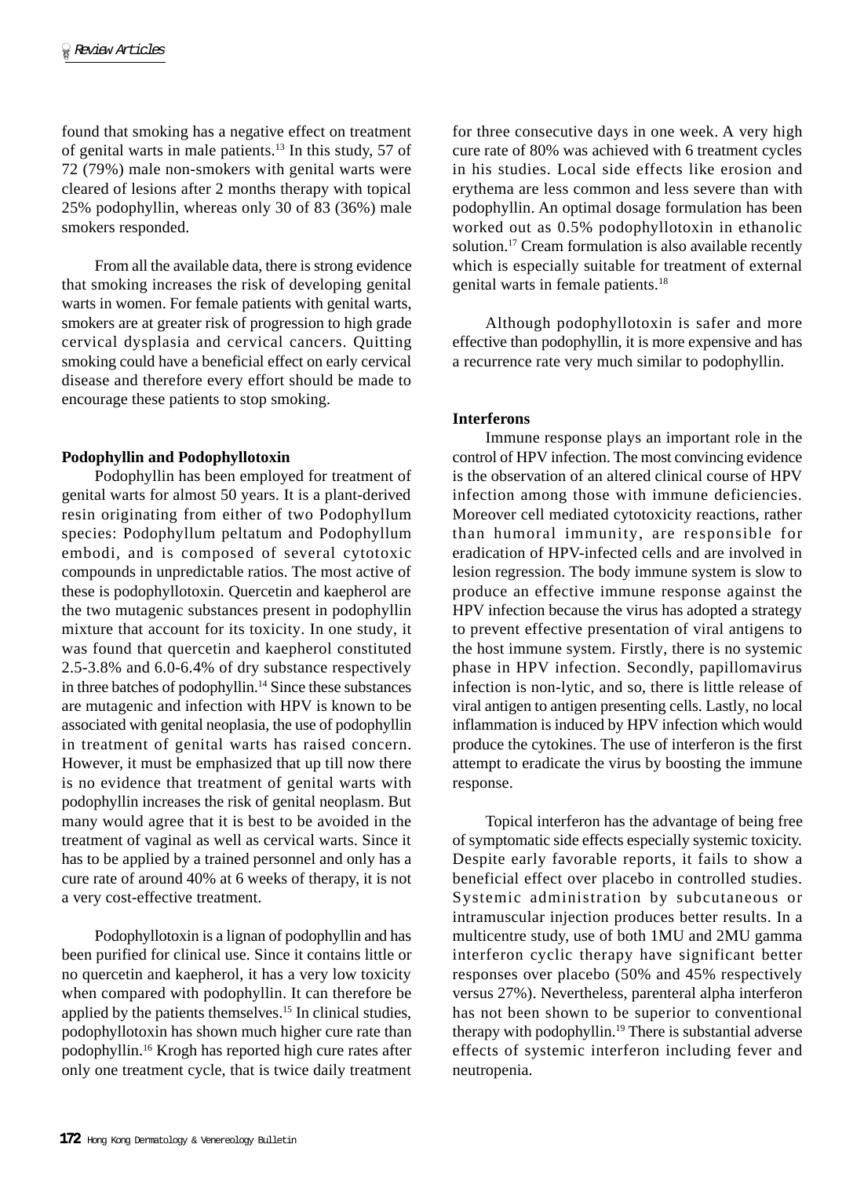found that smoking has a negative effect on treatment of genital warts in male patients.[13] In this study, 57 of 72 (79%) male non-smokers with genital warts were cleared of lesions after 2 months therapy with topical 25% podophyllin, whereas only 30 of 83 (36%) male smokers responded.

From all the available data, there is strong evidence that smoking increases the risk of developing genital warts in women. For female patients with genital warts, smokers are at greater risk of progression to high grade cervical dysplasia and cervical cancers. Quitting smoking could have a beneficial effect on early cervical disease and therefore every effort should be made to encourage these patients to stop smoking.

**Podophyllin and Podophyllotoxin**

Podophyllin has been employed for treatment of genital warts for almost 50 years. It is a plant-derived resin originating from either of two Podophyllum species: Podophyllum peltatum and Podophyllum embodi, and is composed of several cytotoxic compounds in unpredictable ratios. The most active of these is podophyllotoxin. Quercetin and kaepherol are the two mutagenic substances present in podophyllin mixture that account for its toxicity. In one study, it was found that quercetin and kaepherol constituted 2.5-3.8% and 6.0-6.4% of dry substance respectively in three batches of podophyllin.[14] Since these substances are mutagenic and infection with HPV is known to be associated with genital neoplasia, the use of podophyllin in treatment of genital warts has raised concern. However, it must be emphasized that up till now there is no evidence that treatment of genital warts with podophyllin increases the risk of genital neoplasm. But many would agree that it is best to be avoided in the treatment of vaginal as well as cervical warts. Since it has to be applied by a trained personnel and only has a cure rate of around 40% at 6 weeks of therapy, it is not a very cost-effective treatment.

Podophyllotoxin is a lignan of podophyllin and has been purified for clinical use. Since it contains little or no quercetin and kaepherol, it has a very low toxicity when compared with podophyllin. It can therefore be applied by the patients themselves.[15] In clinical studies, podophyllotoxin has shown much higher cure rate than podophyllin.[16] Krogh has reported high cure rates after only one treatment cycle, that is twice daily treatment for three consecutive days in one week. A very high cure rate of 80% was achieved with 6 treatment cycles in his studies. Local side effects like erosion and erythema are less common and less severe than with podophyllin. An optimal dosage formulation has been worked out as 0.5% podophyllotoxin in ethanolic solution.[17] Cream formulation is also available recently which is especially suitable for treatment of external genital warts in female patients.[18]

Although podophyllotoxin is safer and more effective than podophyllin, it is more expensive and has a recurrence rate very much similar to podophyllin.

**Interferons**

Immune response plays an important role in the control of HPV infection. The most convincing evidence is the observation of an altered clinical course of HPV infection among those with immune deficiencies. Moreover cell mediated cytotoxicity reactions, rather than humoral immunity, are responsible for eradication of HPV-infected cells and are involved in lesion regression. The body immune system is slow to produce an effective immune response against the HPV infection because the virus has adopted a strategy to prevent effective presentation of viral antigens to the host immune system. Firstly, there is no systemic phase in HPV infection. Secondly, papillomavirus infection is non-lytic, and so, there is little release of viral antigen to antigen presenting cells. Lastly, no local inflammation is induced by HPV infection which would produce the cytokines. The use of interferon is the first attempt to eradicate the virus by boosting the immune response.

Topical interferon has the advantage of being free of symptomatic side effects especially systemic toxicity. Despite early favorable reports, it fails to show a beneficial effect over placebo in controlled studies. Systemic administration by subcutaneous or intramuscular injection produces better results. In a multicentre study, use of both 1MU and 2MU gamma interferon cyclic therapy have significant better responses over placebo (50% and 45% respectively versus 27%). Nevertheless, parenteral alpha interferon has not been shown to be superior to conventional therapy with podophyllin.[19] There is substantial adverse effects of systemic interferon including fever and neutropenia.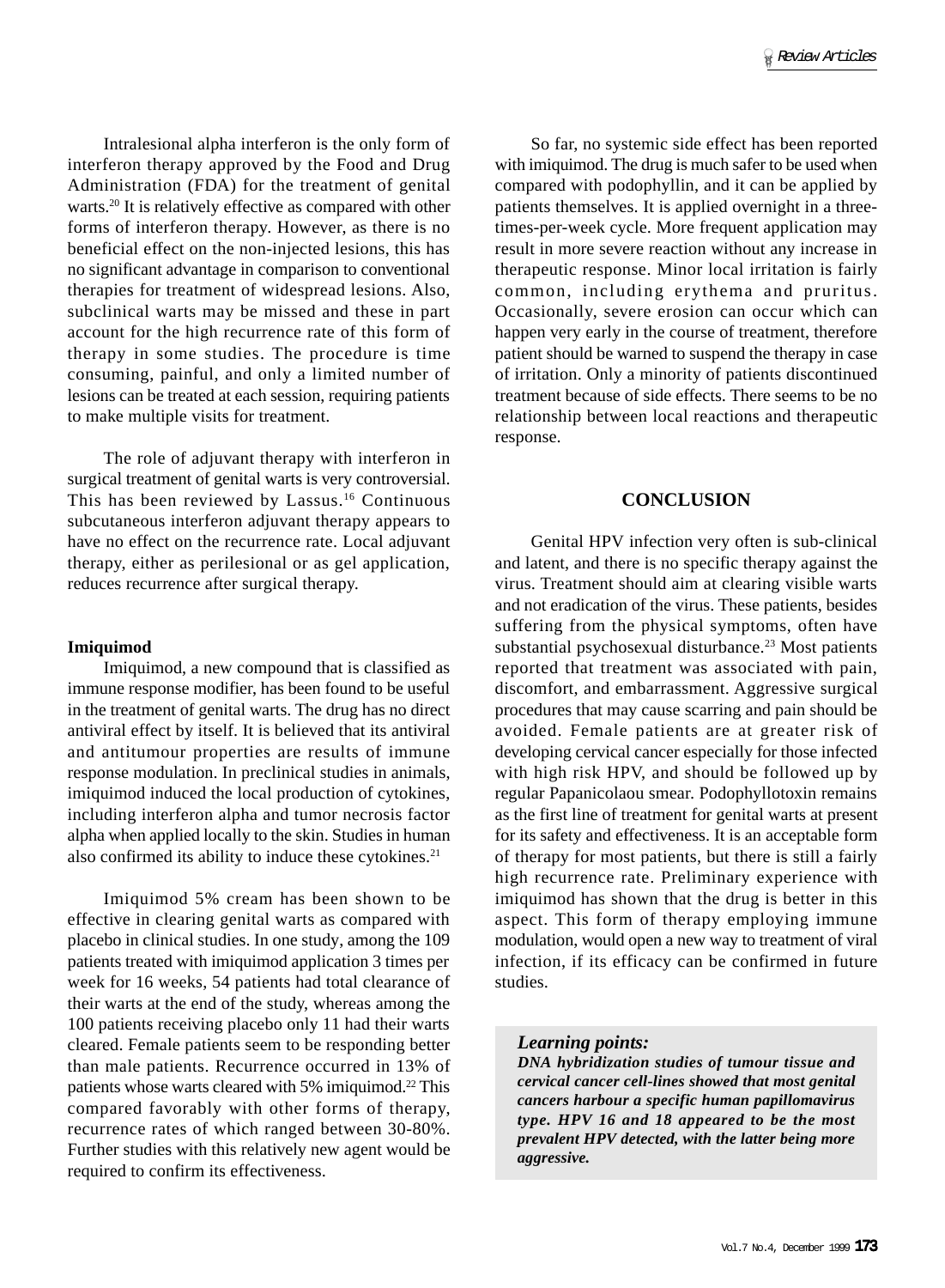Intralesional alpha interferon is the only form of interferon therapy approved by the Food and Drug Administration (FDA) for the treatment of genital warts.[20] It is relatively effective as compared with other forms of interferon therapy. However, as there is no beneficial effect on the non-injected lesions, this has no significant advantage in comparison to conventional therapies for treatment of widespread lesions. Also, subclinical warts may be missed and these in part account for the high recurrence rate of this form of therapy in some studies. The procedure is time consuming, painful, and only a limited number of lesions can be treated at each session, requiring patients to make multiple visits for treatment.

The role of adjuvant therapy with interferon in surgical treatment of genital warts is very controversial. This has been reviewed by Lassus.[16] Continuous subcutaneous interferon adjuvant therapy appears to have no effect on the recurrence rate. Local adjuvant therapy, either as perilesional or as gel application, reduces recurrence after surgical therapy.

**Imiquimod**

Imiquimod, a new compound that is classified as immune response modifier, has been found to be useful in the treatment of genital warts. The drug has no direct antiviral effect by itself. It is believed that its antiviral and antitumour properties are results of immune response modulation. In preclinical studies in animals, imiquimod induced the local production of cytokines, including interferon alpha and tumor necrosis factor alpha when applied locally to the skin. Studies in human also confirmed its ability to induce these cytokines.[21]

Imiquimod 5% cream has been shown to be effective in clearing genital warts as compared with placebo in clinical studies. In one study, among the 109 patients treated with imiquimod application 3 times per week for 16 weeks, 54 patients had total clearance of their warts at the end of the study, whereas among the 100 patients receiving placebo only 11 had their warts cleared. Female patients seem to be responding better than male patients. Recurrence occurred in 13% of patients whose warts cleared with 5% imiquimod.[22] This compared favorably with other forms of therapy, recurrence rates of which ranged between 30-80%. Further studies with this relatively new agent would be required to confirm its effectiveness.

So far, no systemic side effect has been reported with imiquimod. The drug is much safer to be used when compared with podophyllin, and it can be applied by patients themselves. It is applied overnight in a three-times-per-week cycle. More frequent application may result in more severe reaction without any increase in therapeutic response. Minor local irritation is fairly common, including erythema and pruritus. Occasionally, severe erosion can occur which can happen very early in the course of treatment, therefore patient should be warned to suspend the therapy in case of irritation. Only a minority of patients discontinued treatment because of side effects. There seems to be no relationship between local reactions and therapeutic response.

## CONCLUSION

Genital HPV infection very often is sub-clinical and latent, and there is no specific therapy against the virus. Treatment should aim at clearing visible warts and not eradication of the virus. These patients, besides suffering from the physical symptoms, often have substantial psychosexual disturbance.[23] Most patients reported that treatment was associated with pain, discomfort, and embarrassment. Aggressive surgical procedures that may cause scarring and pain should be avoided. Female patients are at greater risk of developing cervical cancer especially for those infected with high risk HPV, and should be followed up by regular Papanicolaou smear. Podophyllotoxin remains as the first line of treatment for genital warts at present for its safety and effectiveness. It is an acceptable form of therapy for most patients, but there is still a fairly high recurrence rate. Preliminary experience with imiquimod has shown that the drug is better in this aspect. This form of therapy employing immune modulation, would open a new way to treatment of viral infection, if its efficacy can be confirmed in future studies.

***Learning points:***

***DNA hybridization studies of tumour tissue and cervical cancer cell-lines showed that most genital cancers harbour a specific human papillomavirus type. HPV 16 and 18 appeared to be the most prevalent HPV detected, with the latter being more aggressive.***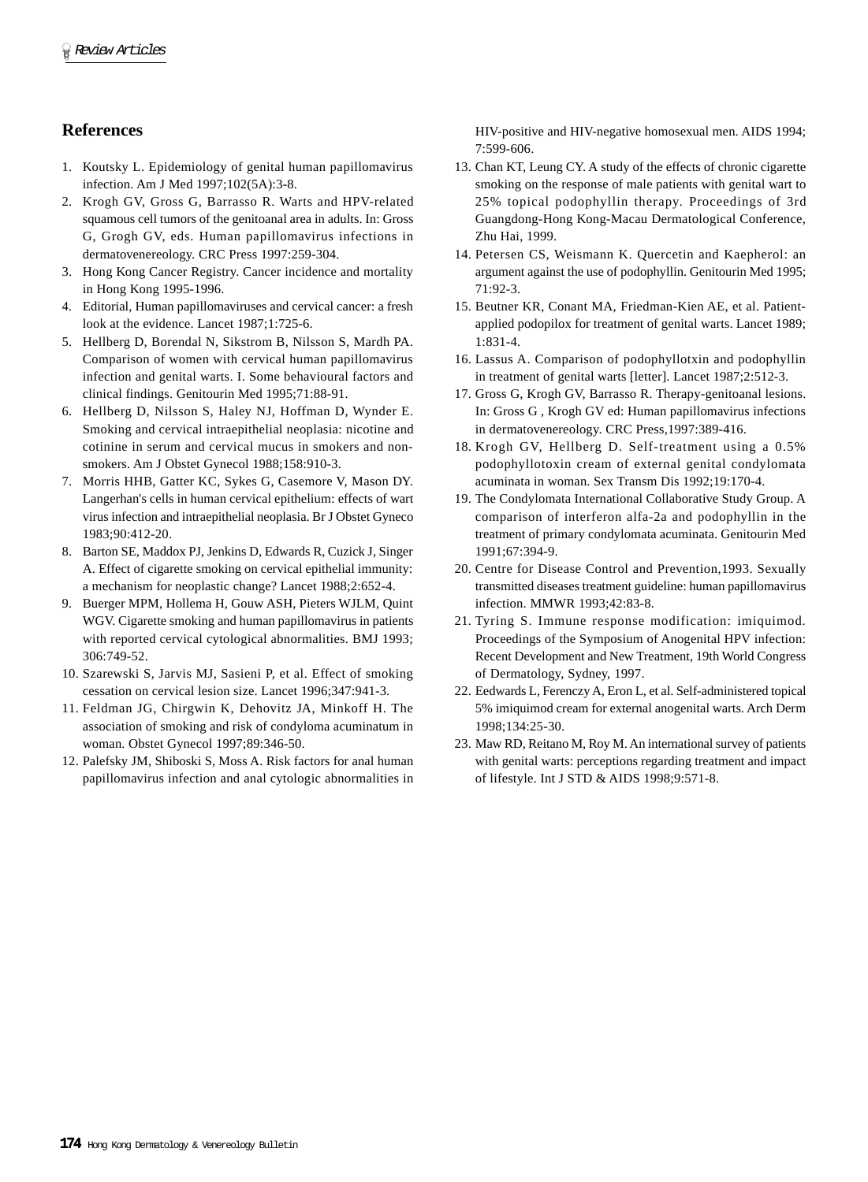## References

1. Koutsky L. Epidemiology of genital human papillomavirus infection. Am J Med 1997;102(5A):3-8.
2. Krogh GV, Gross G, Barrasso R. Warts and HPV-related squamous cell tumors of the genitoanal area in adults. In: Gross G, Grogh GV, eds. Human papillomavirus infections in dermatovenereology. CRC Press 1997:259-304.
3. Hong Kong Cancer Registry. Cancer incidence and mortality in Hong Kong 1995-1996.
4. Editorial, Human papillomaviruses and cervical cancer: a fresh look at the evidence. Lancet 1987;1:725-6.
5. Hellberg D, Borendal N, Sikstrom B, Nilsson S, Mardh PA. Comparison of women with cervical human papillomavirus infection and genital warts. I. Some behavioural factors and clinical findings. Genitourin Med 1995;71:88-91.
6. Hellberg D, Nilsson S, Haley NJ, Hoffman D, Wynder E. Smoking and cervical intraepithelial neoplasia: nicotine and cotinine in serum and cervical mucus in smokers and non-smokers. Am J Obstet Gynecol 1988;158:910-3.
7. Morris HHB, Gatter KC, Sykes G, Casemore V, Mason DY. Langerhan's cells in human cervical epithelium: effects of wart virus infection and intraepithelial neoplasia. Br J Obstet Gyneco 1983;90:412-20.
8. Barton SE, Maddox PJ, Jenkins D, Edwards R, Cuzick J, Singer A. Effect of cigarette smoking on cervical epithelial immunity: a mechanism for neoplastic change? Lancet 1988;2:652-4.
9. Buerger MPM, Hollema H, Gouw ASH, Pieters WJLM, Quint WGV. Cigarette smoking and human papillomavirus in patients with reported cervical cytological abnormalities. BMJ 1993; 306:749-52.
10. Szarewski S, Jarvis MJ, Sasieni P, et al. Effect of smoking cessation on cervical lesion size. Lancet 1996;347:941-3.
11. Feldman JG, Chirgwin K, Dehovitz JA, Minkoff H. The association of smoking and risk of condyloma acuminatum in woman. Obstet Gynecol 1997;89:346-50.
12. Palefsky JM, Shiboski S, Moss A. Risk factors for anal human papillomavirus infection and anal cytologic abnormalities in HIV-positive and HIV-negative homosexual men. AIDS 1994; 7:599-606.
13. Chan KT, Leung CY. A study of the effects of chronic cigarette smoking on the response of male patients with genital wart to 25% topical podophyllin therapy. Proceedings of 3rd Guangdong-Hong Kong-Macau Dermatological Conference, Zhu Hai, 1999.
14. Petersen CS, Weismann K. Quercetin and Kaepherol: an argument against the use of podophyllin. Genitourin Med 1995; 71:92-3.
15. Beutner KR, Conant MA, Friedman-Kien AE, et al. Patient-applied podopilox for treatment of genital warts. Lancet 1989; 1:831-4.
16. Lassus A. Comparison of podophyllotxin and podophyllin in treatment of genital warts [letter]. Lancet 1987;2:512-3.
17. Gross G, Krogh GV, Barrasso R. Therapy-genitoanal lesions. In: Gross G , Krogh GV ed: Human papillomavirus infections in dermatovenereology. CRC Press,1997:389-416.
18. Krogh GV, Hellberg D. Self-treatment using a 0.5% podophyllotoxin cream of external genital condylomata acuminata in woman. Sex Transm Dis 1992;19:170-4.
19. The Condylomata International Collaborative Study Group. A comparison of interferon alfa-2a and podophyllin in the treatment of primary condylomata acuminata. Genitourin Med 1991;67:394-9.
20. Centre for Disease Control and Prevention,1993. Sexually transmitted diseases treatment guideline: human papillomavirus infection. MMWR 1993;42:83-8.
21. Tyring S. Immune response modification: imiquimod. Proceedings of the Symposium of Anogenital HPV infection: Recent Development and New Treatment, 19th World Congress of Dermatology, Sydney, 1997.
22. Eedwards L, Ferenczy A, Eron L, et al. Self-administered topical 5% imiquimod cream for external anogenital warts. Arch Derm 1998;134:25-30.
23. Maw RD, Reitano M, Roy M. An international survey of patients with genital warts: perceptions regarding treatment and impact of lifestyle. Int J STD & AIDS 1998;9:571-8.